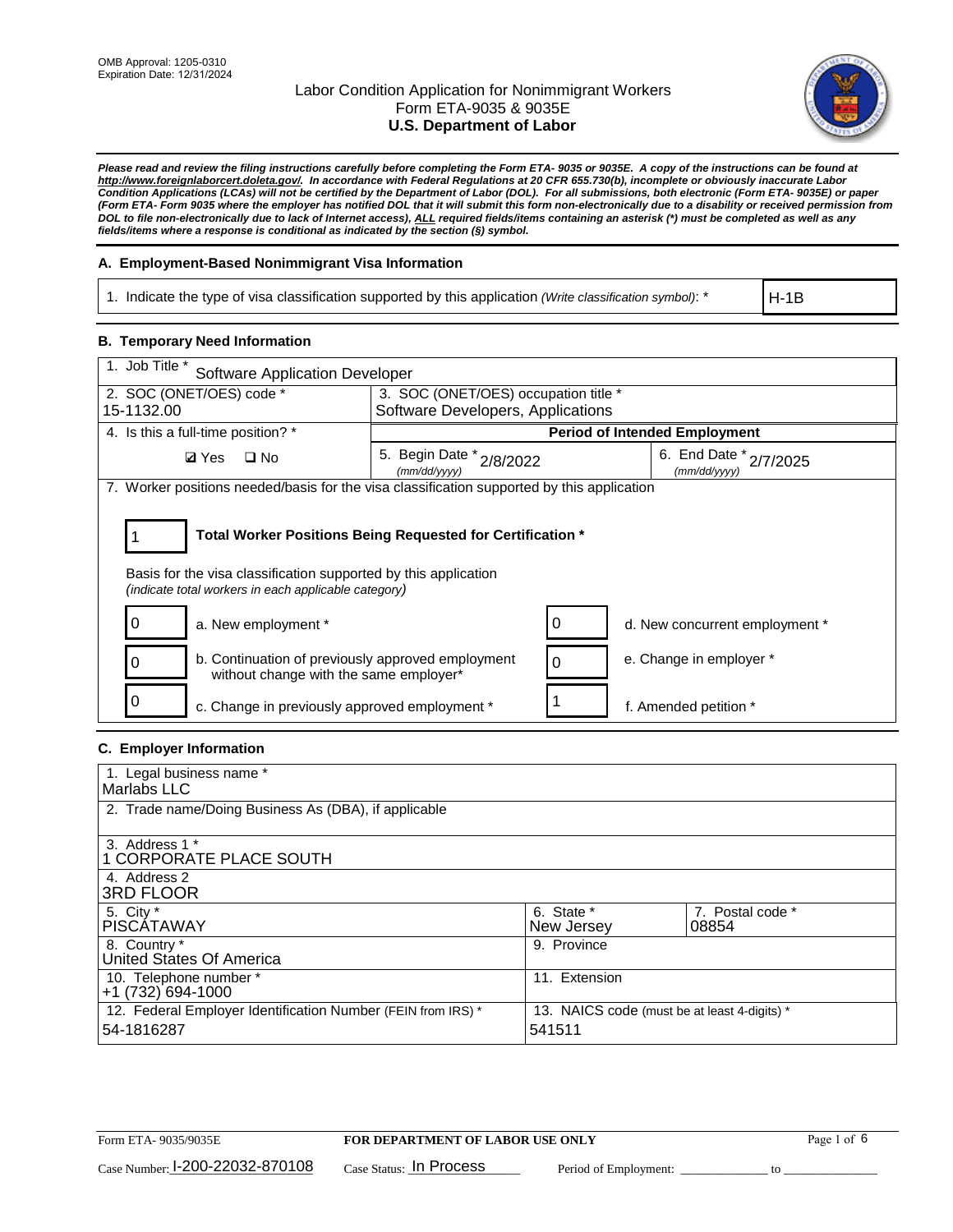OMB Approval: 1205-0310
Expiration Date: 12/31/2024

# Labor Condition Application for Nonimmigrant Workers
## Form ETA-9035 & 9035E
## U.S. Department of Labor

***Please read and review the filing instructions carefully before completing the Form ETA- 9035 or 9035E. A copy of the instructions can be found at http://www.foreignlaborcert.doleta.gov/. In accordance with Federal Regulations at 20 CFR 655.730(b), incomplete or obviously inaccurate Labor Condition Applications (LCAs) will not be certified by the Department of Labor (DOL). For all submissions, both electronic (Form ETA- 9035E) or paper (Form ETA- Form 9035 where the employer has notified DOL that it will submit this form non-electronically due to a disability or received permission from DOL to file non-electronically due to lack of Internet access), ALL required fields/items containing an asterisk (*) must be completed as well as any fields/items where a response is conditional as indicated by the section (§) symbol.***

### A. Employment-Based Nonimmigrant Visa Information

| 1. Indicate the type of visa classification supported by this application *(Write classification symbol)*: * | H-1B |
|---|---|

### B. Temporary Need Information

| 1. Job Title * Software Application Developer | | |
|---|---|---|
| 2. SOC (ONET/OES) code * 15-1132.00 | 3. SOC (ONET/OES) occupation title * Software Developers, Applications | |
| 4. Is this a full-time position? * | Period of Intended Employment | |
| ☑ Yes ☐ No | 5. Begin Date * (mm/dd/yyyy) 2/8/2022 | 6. End Date * (mm/dd/yyyy) 2/7/2025 |

7. Worker positions needed/basis for the visa classification supported by this application

**1** — **Total Worker Positions Being Requested for Certification ***

Basis for the visa classification supported by this application
*(indicate total workers in each applicable category)*

| | | | |
|---|---|---|---|
| 0 | a. New employment * | 0 | d. New concurrent employment * |
| 0 | b. Continuation of previously approved employment without change with the same employer* | 0 | e. Change in employer * |
| 0 | c. Change in previously approved employment * | 1 | f. Amended petition * |

### C. Employer Information

| | | |
|---|---|---|
| 1. Legal business name * Marlabs LLC | | |
| 2. Trade name/Doing Business As (DBA), if applicable | | |
| 3. Address 1 * 1 CORPORATE PLACE SOUTH | | |
| 4. Address 2 3RD FLOOR | | |
| 5. City * PISCATAWAY | 6. State * New Jersey | 7. Postal code * 08854 |
| 8. Country * United States Of America | 9. Province | |
| 10. Telephone number * +1 (732) 694-1000 | 11. Extension | |
| 12. Federal Employer Identification Number (FEIN from IRS) * 54-1816287 | 13. NAICS code (must be at least 4-digits) * 541511 | |

Form ETA- 9035/9035E — **FOR DEPARTMENT OF LABOR USE ONLY**

Case Number: I-200-22032-870108 Case Status: In Process Period of Employment: _____________ to _____________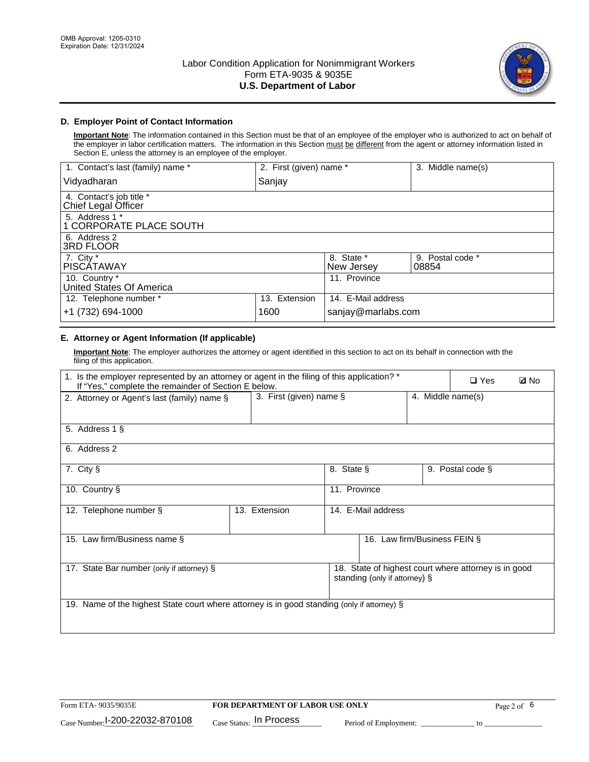OMB Approval: 1205-0310
Expiration Date: 12/31/2024

# Labor Condition Application for Nonimmigrant Workers
## Form ETA-9035 & 9035E
## U.S. Department of Labor

### D. Employer Point of Contact Information

**Important Note**: The information contained in this Section must be that of an employee of the employer who is authorized to act on behalf of the employer in labor certification matters. The information in this Section must be different from the agent or attorney information listed in Section E, unless the attorney is an employee of the employer.

| 1. Contact's last (family) name * | 2. First (given) name * | 3. Middle name(s) |
|---|---|---|
| Vidyadharan | Sanjay | |
| 4. Contact's job title * Chief Legal Officer | | |
| 5. Address 1 * 1 CORPORATE PLACE SOUTH | | |
| 6. Address 2 3RD FLOOR | | |
| 7. City * PISCATAWAY | 8. State * New Jersey | 9. Postal code * 08854 |
| 10. Country * United States Of America | 11. Province | |
| 12. Telephone number * +1 (732) 694-1000 | 13. Extension 1600 | 14. E-Mail address sanjay@marlabs.com |

### E. Attorney or Agent Information (If applicable)

**Important Note**: The employer authorizes the attorney or agent identified in this section to act on its behalf in connection with the filing of this application.

| 1. Is the employer represented by an attorney or agent in the filing of this application? * If "Yes," complete the remainder of Section E below. | ❑ Yes | ☑ No |
|---|---|---|
| 2. Attorney or Agent's last (family) name § | 3. First (given) name § | 4. Middle name(s) |
| 5. Address 1 § | | |
| 6. Address 2 | | |
| 7. City § | 8. State § | 9. Postal code § |
| 10. Country § | 11. Province | |
| 12. Telephone number § | 13. Extension | 14. E-Mail address |
| 15. Law firm/Business name § | 16. Law firm/Business FEIN § | |
| 17. State Bar number (only if attorney) § | 18. State of highest court where attorney is in good standing (only if attorney) § | |
| 19. Name of the highest State court where attorney is in good standing (only if attorney) § | | |

Form ETA- 9035/9035E | FOR DEPARTMENT OF LABOR USE ONLY

Case Number: I-200-22032-870108 Case Status: In Process Period of Employment: _____________ to _______________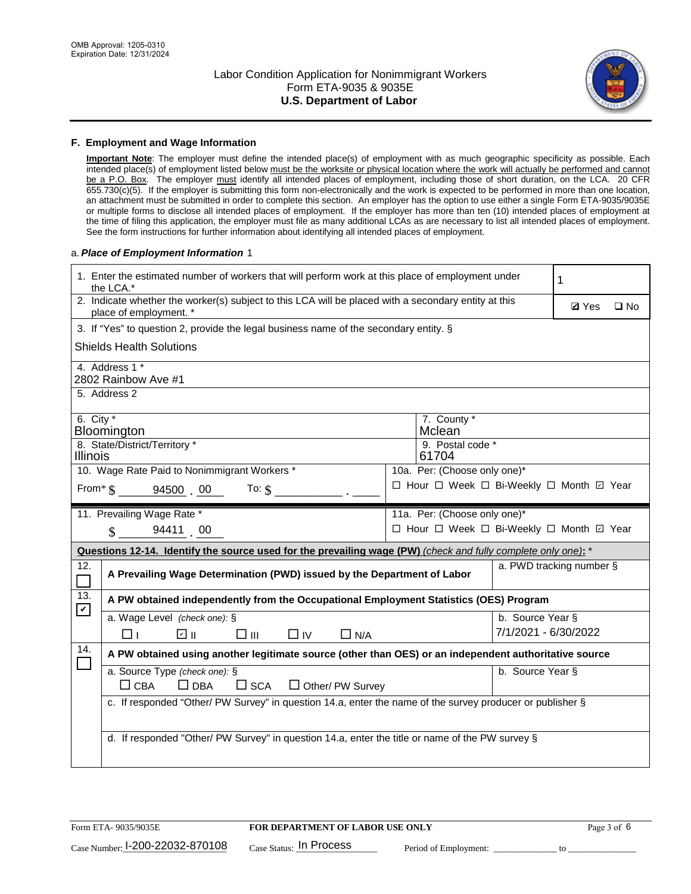## F. Employment and Wage Information

**Important Note**: The employer must define the intended place(s) of employment with as much geographic specificity as possible. Each intended place(s) of employment listed below must be the worksite or physical location where the work will actually be performed and cannot be a P.O. Box. The employer must identify all intended places of employment, including those of short duration, on the LCA. 20 CFR 655.730(c)(5). If the employer is submitting this form non-electronically and the work is expected to be performed in more than one location, an attachment must be submitted in order to complete this section. An employer has the option to use either a single Form ETA-9035/9035E or multiple forms to disclose all intended places of employment. If the employer has more than ten (10) intended places of employment at the time of filing this application, the employer must file as many additional LCAs as are necessary to list all intended places of employment. See the form instructions for further information about identifying all intended places of employment.

a. ***Place of Employment Information*** 1

| | |
|---|---|
| 1. Enter the estimated number of workers that will perform work at this place of employment under the LCA.* | 1 |
| 2. Indicate whether the worker(s) subject to this LCA will be placed with a secondary entity at this place of employment. * | ☑ Yes ☐ No |
| 3. If "Yes" to question 2, provide the legal business name of the secondary entity. § Shields Health Solutions | |
| 4. Address 1 * 2802 Rainbow Ave #1 | |
| 5. Address 2 | |
| 6. City * Bloomington | 7. County * Mclean |
| 8. State/District/Territory * Illinois | 9. Postal code * 61704 |
| 10. Wage Rate Paid to Nonimmigrant Workers * From* $ 94500 . 00 To: $ ______ . ____ | 10a. Per: (Choose only one)* ☐ Hour ☐ Week ☐ Bi-Weekly ☐ Month ☑ Year |
| 11. Prevailing Wage Rate * $ 94411 . 00 | 11a. Per: (Choose only one)* ☐ Hour ☐ Week ☐ Bi-Weekly ☐ Month ☑ Year |

**Questions 12-14. Identify the source used for the prevailing wage (PW)** *(check and fully complete only one)*: *

| | | |
|---|---|---|
| 12. ☐ | A Prevailing Wage Determination (PWD) issued by the Department of Labor | a. PWD tracking number § |
| 13. ☑ | A PW obtained independently from the Occupational Employment Statistics (OES) Program | |
| | a. Wage Level *(check one)*: § ☐ I ☑ II ☐ III ☐ IV ☐ N/A | b. Source Year § 7/1/2021 - 6/30/2022 |
| 14. ☐ | A PW obtained using another legitimate source (other than OES) or an independent authoritative source | |
| | a. Source Type *(check one)*: § ☐ CBA ☐ DBA ☐ SCA ☐ Other/ PW Survey | b. Source Year § |
| | c. If responded "Other/ PW Survey" in question 14.a, enter the name of the survey producer or publisher § | |
| | d. If responded "Other/ PW Survey" in question 14.a, enter the title or name of the PW survey § | |

Form ETA- 9035/9035E **FOR DEPARTMENT OF LABOR USE ONLY**

Case Number: I-200-22032-870108 Case Status: In Process Period of Employment: ____________ to ______________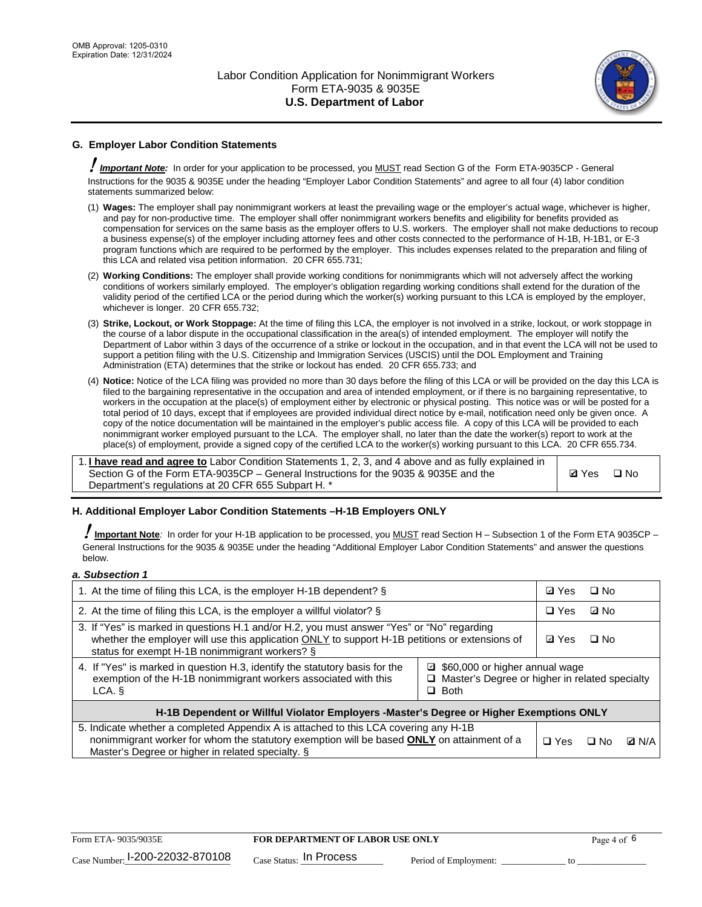## G. Employer Labor Condition Statements

**! *Important Note:*** In order for your application to be processed, you MUST read Section G of the Form ETA-9035CP - General Instructions for the 9035 & 9035E under the heading "Employer Labor Condition Statements" and agree to all four (4) labor condition statements summarized below:

(1) **Wages:** The employer shall pay nonimmigrant workers at least the prevailing wage or the employer's actual wage, whichever is higher, and pay for non-productive time. The employer shall offer nonimmigrant workers benefits and eligibility for benefits provided as compensation for services on the same basis as the employer offers to U.S. workers. The employer shall not make deductions to recoup a business expense(s) of the employer including attorney fees and other costs connected to the performance of H-1B, H-1B1, or E-3 program functions which are required to be performed by the employer. This includes expenses related to the preparation and filing of this LCA and related visa petition information. 20 CFR 655.731;

(2) **Working Conditions:** The employer shall provide working conditions for nonimmigrants which will not adversely affect the working conditions of workers similarly employed. The employer's obligation regarding working conditions shall extend for the duration of the validity period of the certified LCA or the period during which the worker(s) working pursuant to this LCA is employed by the employer, whichever is longer. 20 CFR 655.732;

(3) **Strike, Lockout, or Work Stoppage:** At the time of filing this LCA, the employer is not involved in a strike, lockout, or work stoppage in the course of a labor dispute in the occupational classification in the area(s) of intended employment. The employer will notify the Department of Labor within 3 days of the occurrence of a strike or lockout in the occupation, and in that event the LCA will not be used to support a petition filing with the U.S. Citizenship and Immigration Services (USCIS) until the DOL Employment and Training Administration (ETA) determines that the strike or lockout has ended. 20 CFR 655.733; and

(4) **Notice:** Notice of the LCA filing was provided no more than 30 days before the filing of this LCA or will be provided on the day this LCA is filed to the bargaining representative in the occupation and area of intended employment, or if there is no bargaining representative, to workers in the occupation at the place(s) of employment either by electronic or physical posting. This notice was or will be posted for a total period of 10 days, except that if employees are provided individual direct notice by e-mail, notification need only be given once. A copy of the notice documentation will be maintained in the employer's public access file. A copy of this LCA will be provided to each nonimmigrant worker employed pursuant to the LCA. The employer shall, no later than the date the worker(s) report to work at the place(s) of employment, provide a signed copy of the certified LCA to the worker(s) working pursuant to this LCA. 20 CFR 655.734.

| 1. **I have read and agree to** Labor Condition Statements 1, 2, 3, and 4 above and as fully explained in Section G of the Form ETA-9035CP – General Instructions for the 9035 & 9035E and the Department's regulations at 20 CFR 655 Subpart H. * | ☑ Yes ☐ No |
|---|---|

## H. Additional Employer Labor Condition Statements –H-1B Employers ONLY

**! Important Note**: In order for your H-1B application to be processed, you MUST read Section H – Subsection 1 of the Form ETA 9035CP – General Instructions for the 9035 & 9035E under the heading "Additional Employer Labor Condition Statements" and answer the questions below.

***a. Subsection 1***

| Question | Answer |
|---|---|
| 1. At the time of filing this LCA, is the employer H-1B dependent? § | ☑ Yes ☐ No |
| 2. At the time of filing this LCA, is the employer a willful violator? § | ☐ Yes ☑ No |
| 3. If "Yes" is marked in questions H.1 and/or H.2, you must answer "Yes" or "No" regarding whether the employer will use this application ONLY to support H-1B petitions or extensions of status for exempt H-1B nonimmigrant workers? § | ☑ Yes ☐ No |
| 4. If "Yes" is marked in question H.3, identify the statutory basis for the exemption of the H-1B nonimmigrant workers associated with this LCA. § | ☑ $60,000 or higher annual wage<br>☐ Master's Degree or higher in related specialty<br>☐ Both |
| **H-1B Dependent or Willful Violator Employers -Master's Degree or Higher Exemptions ONLY** | |
| 5. Indicate whether a completed Appendix A is attached to this LCA covering any H-1B nonimmigrant worker for whom the statutory exemption will be based **ONLY** on attainment of a Master's Degree or higher in related specialty. § | ☐ Yes ☐ No ☑ N/A |

Form ETA- 9035/9035E | FOR DEPARTMENT OF LABOR USE ONLY
Case Number: I-200-22032-870108 Case Status: In Process Period of Employment: _____________ to _______________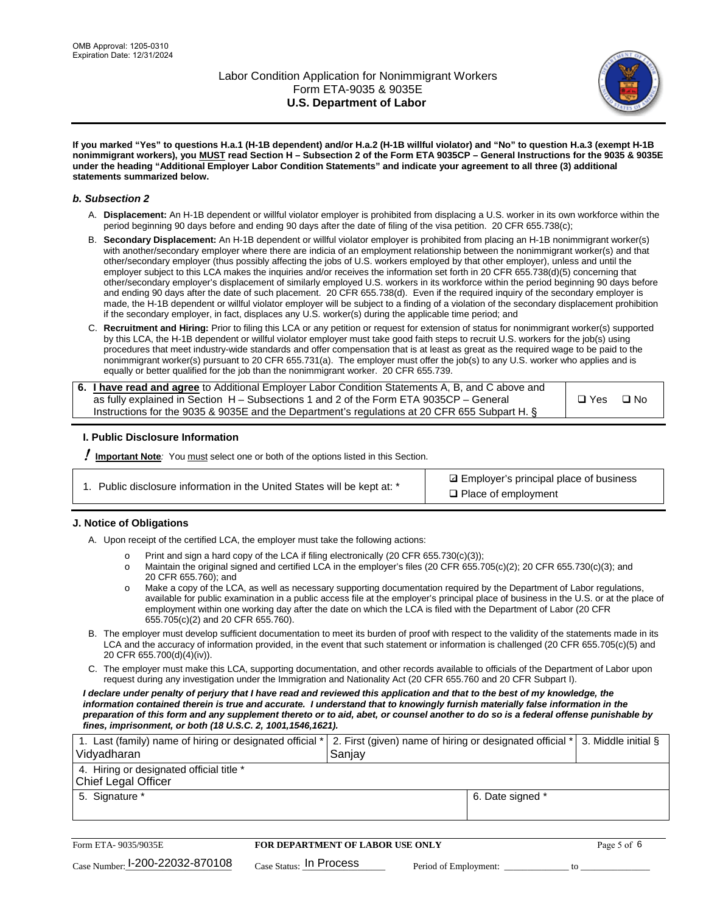**If you marked "Yes" to questions H.a.1 (H-1B dependent) and/or H.a.2 (H-1B willful violator) and "No" to question H.a.3 (exempt H-1B nonimmigrant workers), you MUST read Section H – Subsection 2 of the Form ETA 9035CP – General Instructions for the 9035 & 9035E under the heading "Additional Employer Labor Condition Statements" and indicate your agreement to all three (3) additional statements summarized below.**

### *b. Subsection 2*

A. **Displacement:** An H-1B dependent or willful violator employer is prohibited from displacing a U.S. worker in its own workforce within the period beginning 90 days before and ending 90 days after the date of filing of the visa petition. 20 CFR 655.738(c);

B. **Secondary Displacement:** An H-1B dependent or willful violator employer is prohibited from placing an H-1B nonimmigrant worker(s) with another/secondary employer where there are indicia of an employment relationship between the nonimmigrant worker(s) and that other/secondary employer (thus possibly affecting the jobs of U.S. workers employed by that other employer), unless and until the employer subject to this LCA makes the inquiries and/or receives the information set forth in 20 CFR 655.738(d)(5) concerning that other/secondary employer's displacement of similarly employed U.S. workers in its workforce within the period beginning 90 days before and ending 90 days after the date of such placement. 20 CFR 655.738(d). Even if the required inquiry of the secondary employer is made, the H-1B dependent or willful violator employer will be subject to a finding of a violation of the secondary displacement prohibition if the secondary employer, in fact, displaces any U.S. worker(s) during the applicable time period; and

C. **Recruitment and Hiring:** Prior to filing this LCA or any petition or request for extension of status for nonimmigrant worker(s) supported by this LCA, the H-1B dependent or willful violator employer must take good faith steps to recruit U.S. workers for the job(s) using procedures that meet industry-wide standards and offer compensation that is at least as great as the required wage to be paid to the nonimmigrant worker(s) pursuant to 20 CFR 655.731(a). The employer must offer the job(s) to any U.S. worker who applies and is equally or better qualified for the job than the nonimmigrant worker. 20 CFR 655.739.

| 6. **I have read and agree** to Additional Employer Labor Condition Statements A, B, and C above and as fully explained in Section H – Subsections 1 and 2 of the Form ETA 9035CP – General Instructions for the 9035 & 9035E and the Department's regulations at 20 CFR 655 Subpart H. § | ❑ Yes ❑ No |
|---|---|

## I. Public Disclosure Information

**! Important Note***:* You must select one or both of the options listed in this Section.

| 1. Public disclosure information in the United States will be kept at: * | ☑ Employer's principal place of business<br>❑ Place of employment |
|---|---|

## J. Notice of Obligations

A. Upon receipt of the certified LCA, the employer must take the following actions:

- o Print and sign a hard copy of the LCA if filing electronically (20 CFR 655.730(c)(3));
- o Maintain the original signed and certified LCA in the employer's files (20 CFR 655.705(c)(2); 20 CFR 655.730(c)(3); and 20 CFR 655.760); and
- o Make a copy of the LCA, as well as necessary supporting documentation required by the Department of Labor regulations, available for public examination in a public access file at the employer's principal place of business in the U.S. or at the place of employment within one working day after the date on which the LCA is filed with the Department of Labor (20 CFR 655.705(c)(2) and 20 CFR 655.760).

B. The employer must develop sufficient documentation to meet its burden of proof with respect to the validity of the statements made in its LCA and the accuracy of information provided, in the event that such statement or information is challenged (20 CFR 655.705(c)(5) and 20 CFR 655.700(d)(4)(iv)).

C. The employer must make this LCA, supporting documentation, and other records available to officials of the Department of Labor upon request during any investigation under the Immigration and Nationality Act (20 CFR 655.760 and 20 CFR Subpart I).

***I declare under penalty of perjury that I have read and reviewed this application and that to the best of my knowledge, the information contained therein is true and accurate. I understand that to knowingly furnish materially false information in the preparation of this form and any supplement thereto or to aid, abet, or counsel another to do so is a federal offense punishable by fines, imprisonment, or both (18 U.S.C. 2, 1001,1546,1621).***

| 1. Last (family) name of hiring or designated official *<br>Vidyadharan | 2. First (given) name of hiring or designated official *<br>Sanjay | 3. Middle initial § |
|---|---|---|
| 4. Hiring or designated official title *<br>Chief Legal Officer | | |
| 5. Signature * | 6. Date signed * | |

| Form ETA- 9035/9035E | FOR DEPARTMENT OF LABOR USE ONLY | |
|---|---|---|
| Case Number: I-200-22032-870108 | Case Status: In Process | Period of Employment: _____________ to ______________ |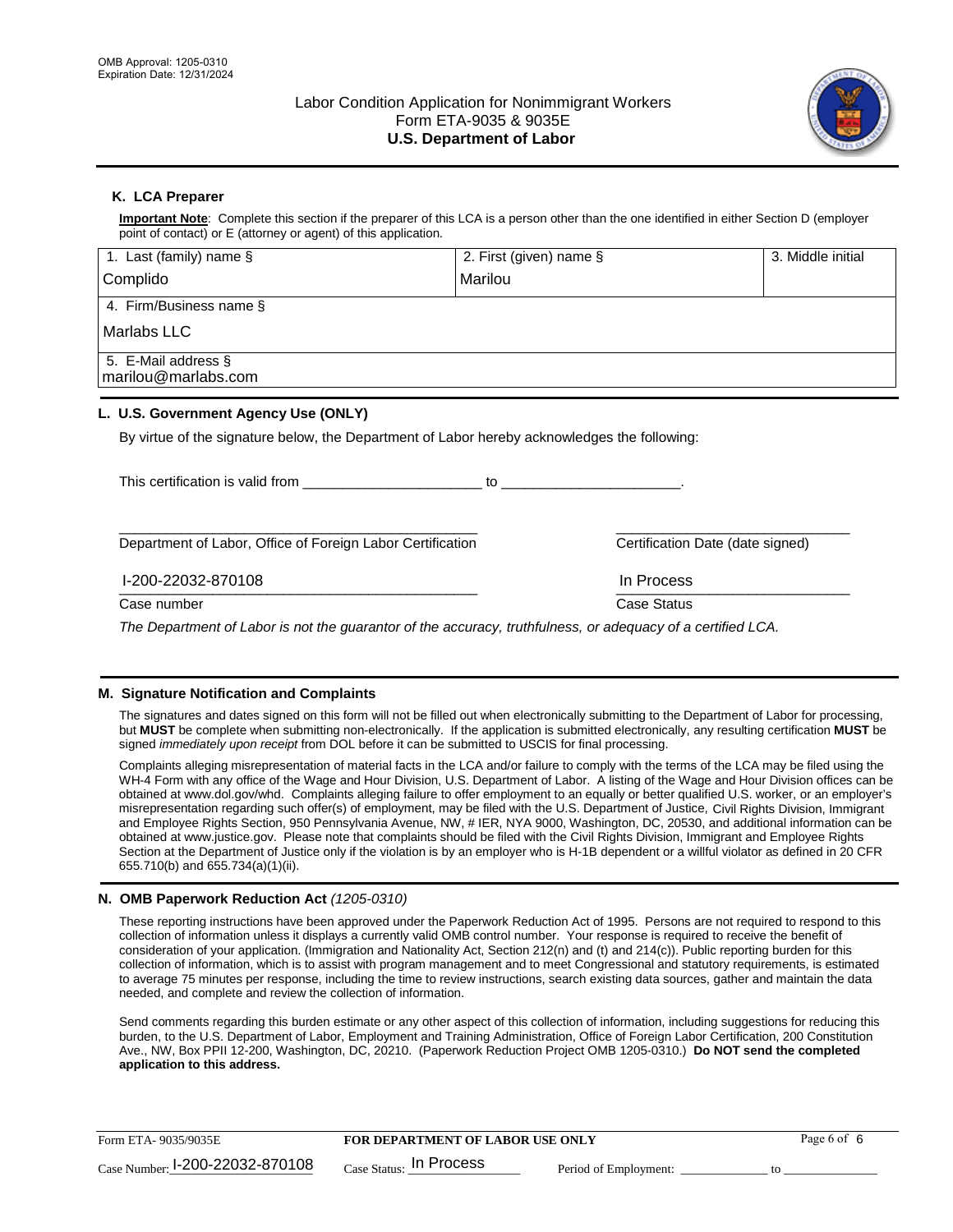OMB Approval: 1205-0310
Expiration Date: 12/31/2024

# Labor Condition Application for Nonimmigrant Workers
## Form ETA-9035 & 9035E
## **U.S. Department of Labor**

### K. LCA Preparer

**Important Note**: Complete this section if the preparer of this LCA is a person other than the one identified in either Section D (employer point of contact) or E (attorney or agent) of this application.

| 1. Last (family) name § | 2. First (given) name § | 3. Middle initial |
|---|---|---|
| Complido | Marilou | |
| 4. Firm/Business name § | | |
| Marlabs LLC | | |
| 5. E-Mail address § | | |
| marilou@marlabs.com | | |

### L. U.S. Government Agency Use (ONLY)

By virtue of the signature below, the Department of Labor hereby acknowledges the following:

This certification is valid from ______________________ to ______________________.

Department of Labor, Office of Foreign Labor Certification

Certification Date (date signed)

Case number: I-200-22032-870108

Case Status: In Process

*The Department of Labor is not the guarantor of the accuracy, truthfulness, or adequacy of a certified LCA.*

### M. Signature Notification and Complaints

The signatures and dates signed on this form will not be filled out when electronically submitting to the Department of Labor for processing, but **MUST** be complete when submitting non-electronically. If the application is submitted electronically, any resulting certification **MUST** be signed *immediately upon receipt* from DOL before it can be submitted to USCIS for final processing.

Complaints alleging misrepresentation of material facts in the LCA and/or failure to comply with the terms of the LCA may be filed using the WH-4 Form with any office of the Wage and Hour Division, U.S. Department of Labor. A listing of the Wage and Hour Division offices can be obtained at www.dol.gov/whd. Complaints alleging failure to offer employment to an equally or better qualified U.S. worker, or an employer's misrepresentation regarding such offer(s) of employment, may be filed with the U.S. Department of Justice, Civil Rights Division, Immigrant and Employee Rights Section, 950 Pennsylvania Avenue, NW, # IER, NYA 9000, Washington, DC, 20530, and additional information can be obtained at www.justice.gov. Please note that complaints should be filed with the Civil Rights Division, Immigrant and Employee Rights Section at the Department of Justice only if the violation is by an employer who is H-1B dependent or a willful violator as defined in 20 CFR 655.710(b) and 655.734(a)(1)(ii).

### N. OMB Paperwork Reduction Act *(1205-0310)*

These reporting instructions have been approved under the Paperwork Reduction Act of 1995. Persons are not required to respond to this collection of information unless it displays a currently valid OMB control number. Your response is required to receive the benefit of consideration of your application. (Immigration and Nationality Act, Section 212(n) and (t) and 214(c)). Public reporting burden for this collection of information, which is to assist with program management and to meet Congressional and statutory requirements, is estimated to average 75 minutes per response, including the time to review instructions, search existing data sources, gather and maintain the data needed, and complete and review the collection of information.

Send comments regarding this burden estimate or any other aspect of this collection of information, including suggestions for reducing this burden, to the U.S. Department of Labor, Employment and Training Administration, Office of Foreign Labor Certification, 200 Constitution Ave., NW, Box PPII 12-200, Washington, DC, 20210. (Paperwork Reduction Project OMB 1205-0310.) **Do NOT send the completed application to this address.**

Form ETA- 9035/9035E — **FOR DEPARTMENT OF LABOR USE ONLY**

Case Number: I-200-22032-870108 Case Status: In Process Period of Employment: ____________ to ____________